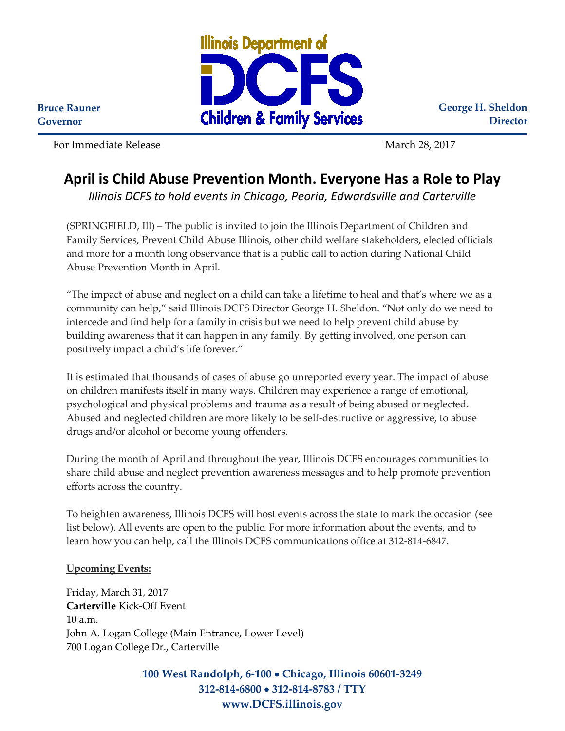Illinois Department of DCFS Children & Family Services

**Bruce Rauner**
**Governor**

**George H. Sheldon**
**Director**

For Immediate Release March 28, 2017

# April is Child Abuse Prevention Month. Everyone Has a Role to Play

*Illinois DCFS to hold events in Chicago, Peoria, Edwardsville and Carterville*

(SPRINGFIELD, Ill) – The public is invited to join the Illinois Department of Children and Family Services, Prevent Child Abuse Illinois, other child welfare stakeholders, elected officials and more for a month long observance that is a public call to action during National Child Abuse Prevention Month in April.

"The impact of abuse and neglect on a child can take a lifetime to heal and that's where we as a community can help," said Illinois DCFS Director George H. Sheldon. "Not only do we need to intercede and find help for a family in crisis but we need to help prevent child abuse by building awareness that it can happen in any family. By getting involved, one person can positively impact a child's life forever."

It is estimated that thousands of cases of abuse go unreported every year. The impact of abuse on children manifests itself in many ways. Children may experience a range of emotional, psychological and physical problems and trauma as a result of being abused or neglected. Abused and neglected children are more likely to be self-destructive or aggressive, to abuse drugs and/or alcohol or become young offenders.

During the month of April and throughout the year, Illinois DCFS encourages communities to share child abuse and neglect prevention awareness messages and to help promote prevention efforts across the country.

To heighten awareness, Illinois DCFS will host events across the state to mark the occasion (see list below). All events are open to the public. For more information about the events, and to learn how you can help, call the Illinois DCFS communications office at 312-814-6847.

**Upcoming Events:**

Friday, March 31, 2017
**Carterville** Kick-Off Event
10 a.m.
John A. Logan College (Main Entrance, Lower Level)
700 Logan College Dr., Carterville

**100 West Randolph, 6-100 • Chicago, Illinois 60601-3249**
**312-814-6800 • 312-814-8783 / TTY**
**www.DCFS.illinois.gov**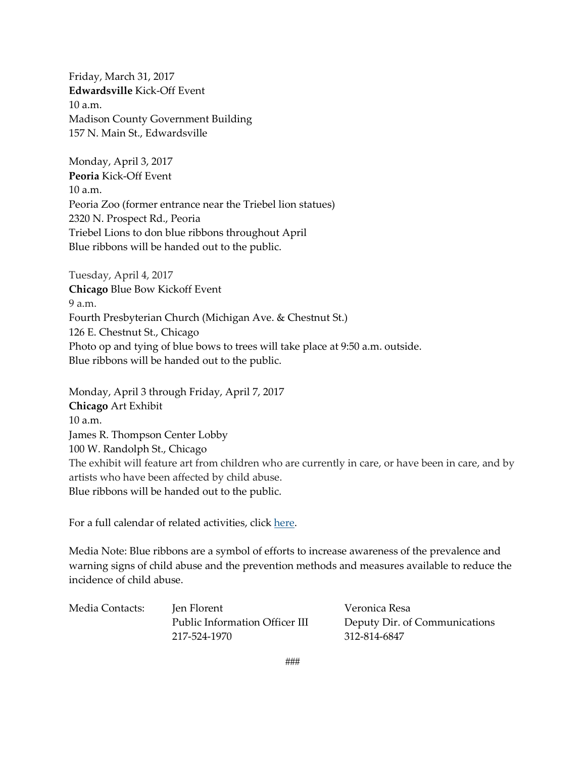Friday, March 31, 2017
**Edwardsville** Kick-Off Event
10 a.m.
Madison County Government Building
157 N. Main St., Edwardsville

Monday, April 3, 2017
**Peoria** Kick-Off Event
10 a.m.
Peoria Zoo (former entrance near the Triebel lion statues)
2320 N. Prospect Rd., Peoria
Triebel Lions to don blue ribbons throughout April
Blue ribbons will be handed out to the public.

Tuesday, April 4, 2017
**Chicago** Blue Bow Kickoff Event
9 a.m.
Fourth Presbyterian Church (Michigan Ave. & Chestnut St.)
126 E. Chestnut St., Chicago
Photo op and tying of blue bows to trees will take place at 9:50 a.m. outside.
Blue ribbons will be handed out to the public.

Monday, April 3 through Friday, April 7, 2017
**Chicago** Art Exhibit
10 a.m.
James R. Thompson Center Lobby
100 W. Randolph St., Chicago
The exhibit will feature art from children who are currently in care, or have been in care, and by artists who have been affected by child abuse.
Blue ribbons will be handed out to the public.

For a full calendar of related activities, click here.

Media Note: Blue ribbons are a symbol of efforts to increase awareness of the prevalence and warning signs of child abuse and the prevention methods and measures available to reduce the incidence of child abuse.

| | | |
|---|---|---|
| Media Contacts: | Jen Florent | Veronica Resa |
| | Public Information Officer III | Deputy Dir. of Communications |
| | 217-524-1970 | 312-814-6847 |

###